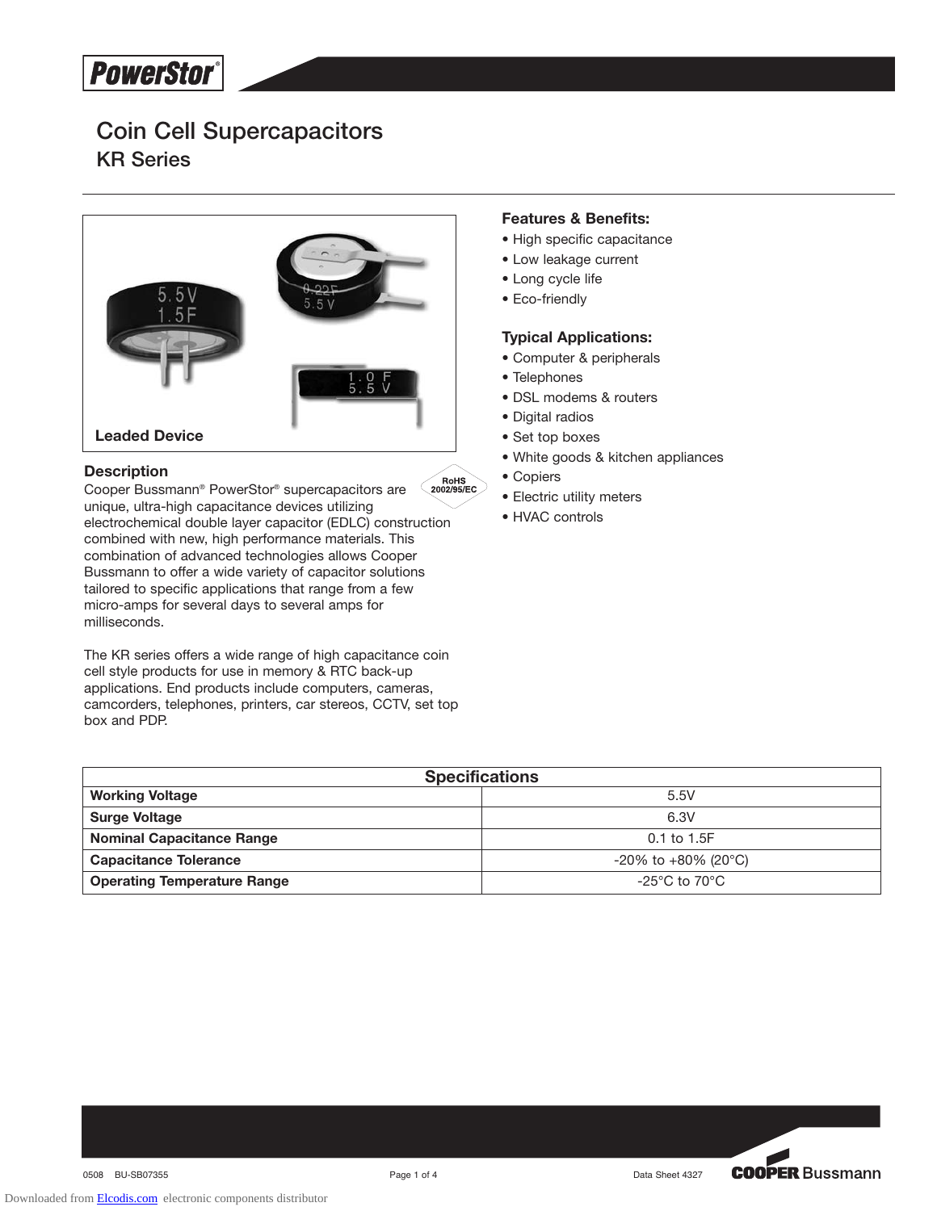# Coin Cell Supercapacitors

## KR Series

**Leaded Device**

### Features & Benefits:

- High specific capacitance
- Low leakage current
- Long cycle life
- Eco-friendly

### Typical Applications:

- Computer & peripherals
- Telephones
- DSL modems & routers
- Digital radios
- Set top boxes
- White goods & kitchen appliances
- Copiers
- Electric utility meters
- HVAC controls

### Description

RoHS 2002/95/EC

Cooper Bussmann® PowerStor® supercapacitors are unique, ultra-high capacitance devices utilizing electrochemical double layer capacitor (EDLC) construction combined with new, high performance materials. This combination of advanced technologies allows Cooper Bussmann to offer a wide variety of capacitor solutions tailored to specific applications that range from a few micro-amps for several days to several amps for milliseconds.

The KR series offers a wide range of high capacitance coin cell style products for use in memory & RTC back-up applications. End products include computers, cameras, camcorders, telephones, printers, car stereos, CCTV, set top box and PDP.

| Specifications | |
|---|---|
| **Working Voltage** | 5.5V |
| **Surge Voltage** | 6.3V |
| **Nominal Capacitance Range** | 0.1 to 1.5F |
| **Capacitance Tolerance** | -20% to +80% (20°C) |
| **Operating Temperature Range** | -25°C to 70°C |

0508 BU-SB07355 Data Sheet 4327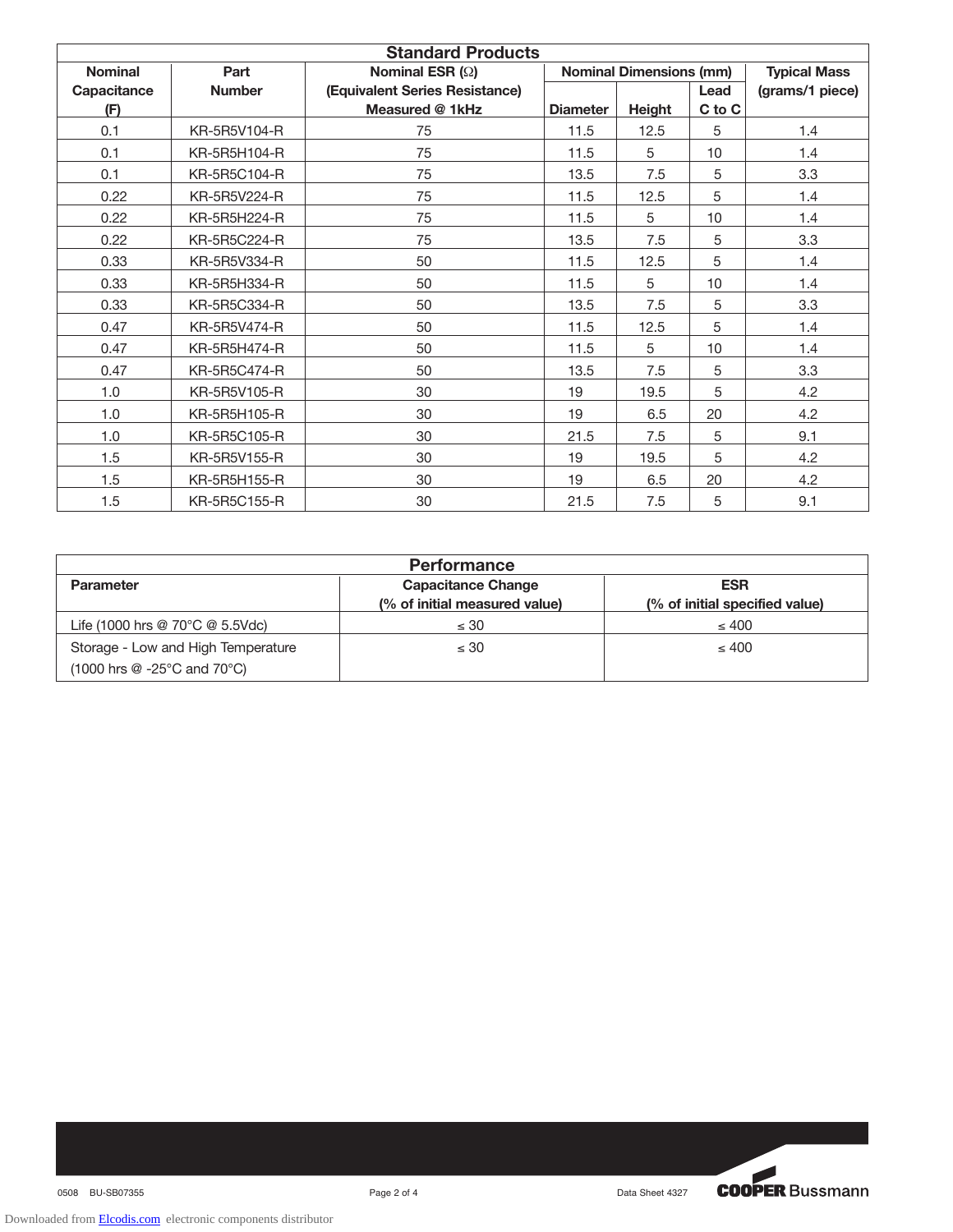## Standard Products

| Nominal Capacitance (F) | Part Number | Nominal ESR (Ω) (Equivalent Series Resistance) Measured @ 1kHz | Nominal Dimensions (mm) | | | Typical Mass (grams/1 piece) |
|---|---|---|---|---|---|---|
| | | | Diameter | Height | Lead C to C | |
| 0.1 | KR-5R5V104-R | 75 | 11.5 | 12.5 | 5 | 1.4 |
| 0.1 | KR-5R5H104-R | 75 | 11.5 | 5 | 10 | 1.4 |
| 0.1 | KR-5R5C104-R | 75 | 13.5 | 7.5 | 5 | 3.3 |
| 0.22 | KR-5R5V224-R | 75 | 11.5 | 12.5 | 5 | 1.4 |
| 0.22 | KR-5R5H224-R | 75 | 11.5 | 5 | 10 | 1.4 |
| 0.22 | KR-5R5C224-R | 75 | 13.5 | 7.5 | 5 | 3.3 |
| 0.33 | KR-5R5V334-R | 50 | 11.5 | 12.5 | 5 | 1.4 |
| 0.33 | KR-5R5H334-R | 50 | 11.5 | 5 | 10 | 1.4 |
| 0.33 | KR-5R5C334-R | 50 | 13.5 | 7.5 | 5 | 3.3 |
| 0.47 | KR-5R5V474-R | 50 | 11.5 | 12.5 | 5 | 1.4 |
| 0.47 | KR-5R5H474-R | 50 | 11.5 | 5 | 10 | 1.4 |
| 0.47 | KR-5R5C474-R | 50 | 13.5 | 7.5 | 5 | 3.3 |
| 1.0 | KR-5R5V105-R | 30 | 19 | 19.5 | 5 | 4.2 |
| 1.0 | KR-5R5H105-R | 30 | 19 | 6.5 | 20 | 4.2 |
| 1.0 | KR-5R5C105-R | 30 | 21.5 | 7.5 | 5 | 9.1 |
| 1.5 | KR-5R5V155-R | 30 | 19 | 19.5 | 5 | 4.2 |
| 1.5 | KR-5R5H155-R | 30 | 19 | 6.5 | 20 | 4.2 |
| 1.5 | KR-5R5C155-R | 30 | 21.5 | 7.5 | 5 | 9.1 |

## Performance

| Parameter | Capacitance Change (% of initial measured value) | ESR (% of initial specified value) |
|---|---|---|
| Life (1000 hrs @ 70°C @ 5.5Vdc) | ≤ 30 | ≤ 400 |
| Storage - Low and High Temperature (1000 hrs @ -25°C and 70°C) | ≤ 30 | ≤ 400 |

0508 BU-SB07355 Data Sheet 4327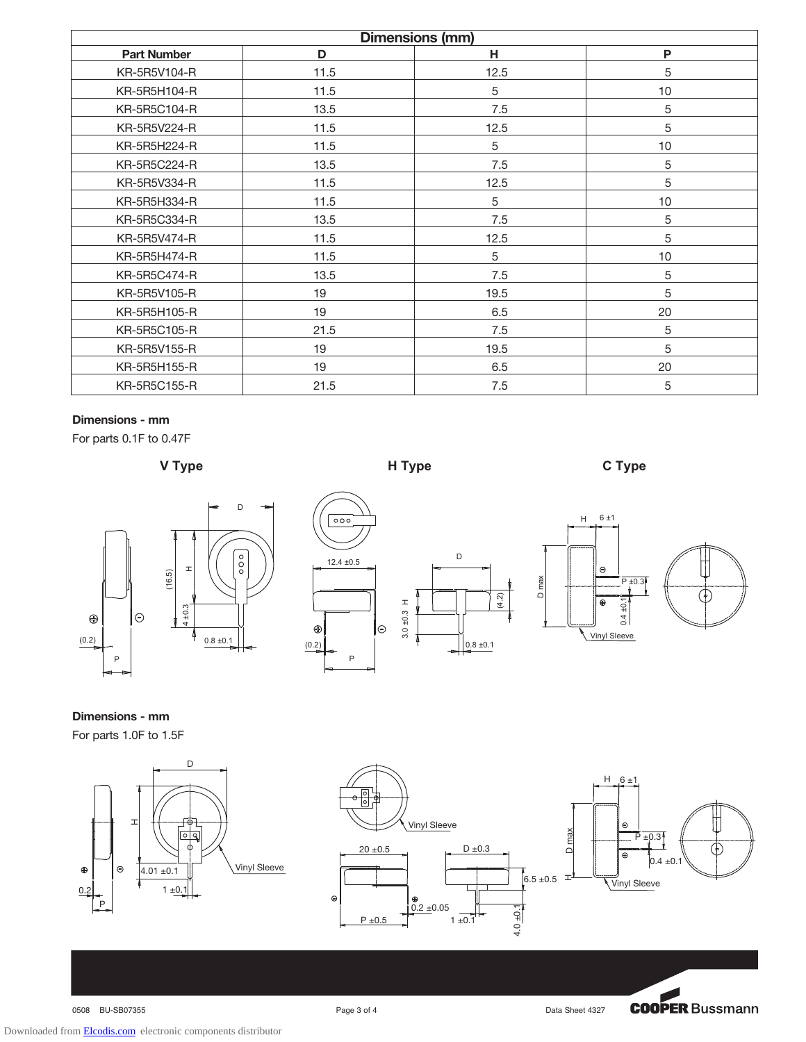| Dimensions (mm) | | | |
|---|---|---|---|
| **Part Number** | **D** | **H** | **P** |
| KR-5R5V104-R | 11.5 | 12.5 | 5 |
| KR-5R5H104-R | 11.5 | 5 | 10 |
| KR-5R5C104-R | 13.5 | 7.5 | 5 |
| KR-5R5V224-R | 11.5 | 12.5 | 5 |
| KR-5R5H224-R | 11.5 | 5 | 10 |
| KR-5R5C224-R | 13.5 | 7.5 | 5 |
| KR-5R5V334-R | 11.5 | 12.5 | 5 |
| KR-5R5H334-R | 11.5 | 5 | 10 |
| KR-5R5C334-R | 13.5 | 7.5 | 5 |
| KR-5R5V474-R | 11.5 | 12.5 | 5 |
| KR-5R5H474-R | 11.5 | 5 | 10 |
| KR-5R5C474-R | 13.5 | 7.5 | 5 |
| KR-5R5V105-R | 19 | 19.5 | 5 |
| KR-5R5H105-R | 19 | 6.5 | 20 |
| KR-5R5C105-R | 21.5 | 7.5 | 5 |
| KR-5R5V155-R | 19 | 19.5 | 5 |
| KR-5R5H155-R | 19 | 6.5 | 20 |
| KR-5R5C155-R | 21.5 | 7.5 | 5 |

**Dimensions - mm**

For parts 0.1F to 0.47F

**V Type** **H Type** **C Type**

**Dimensions - mm**

For parts 1.0F to 1.5F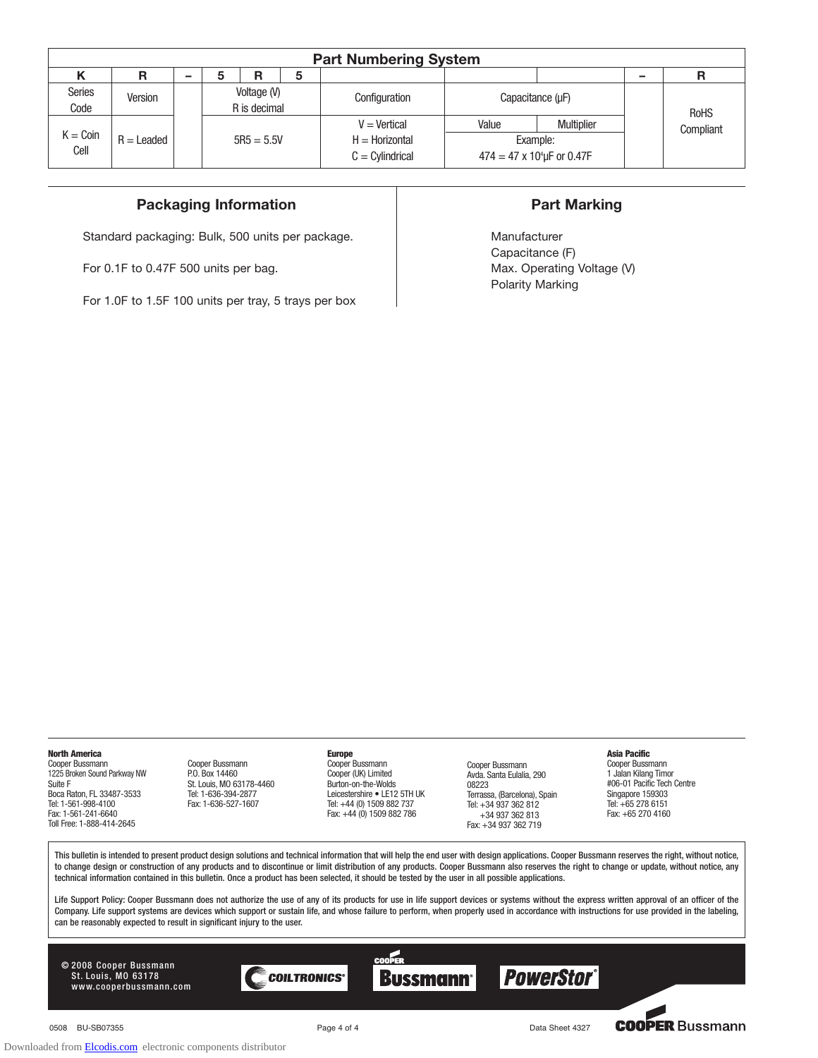## Part Numbering System

| K | R | – | 5 | R | 5 | | | | – | R |
|---|---|---|---|---|---|---|---|---|---|---|
| Series Code | Version | | Voltage (V) R is decimal | | | Configuration | Capacitance (µF) | | | RoHS Compliant |
| K = Coin Cell | R = Leaded | | 5R5 = 5.5V | | | V = Vertical<br>H = Horizontal<br>C = Cylindrical | Value | Multiplier | | |
| | | | | | | | Example: 474 = 47 x $10^4$µF or 0.47F | | | |

## Packaging Information

Standard packaging: Bulk, 500 units per package.

For 0.1F to 0.47F 500 units per bag.

For 1.0F to 1.5F 100 units per tray, 5 trays per box

## Part Marking

Manufacturer
Capacitance (F)
Max. Operating Voltage (V)
Polarity Marking

**North America**
Cooper Bussmann
1225 Broken Sound Parkway NW
Suite F
Boca Raton, FL 33487-3533
Tel: 1-561-998-4100
Fax: 1-561-241-6640
Toll Free: 1-888-414-2645

Cooper Bussmann
P.O. Box 14460
St. Louis, MO 63178-4460
Tel: 1-636-394-2877
Fax: 1-636-527-1607

**Europe**
Cooper Bussmann
Cooper (UK) Limited
Burton-on-the-Wolds
Leicestershire • LE12 5TH UK
Tel: +44 (0) 1509 882 737
Fax: +44 (0) 1509 882 786

Cooper Bussmann
Avda. Santa Eulalia, 290
08223
Terrassa, (Barcelona), Spain
Tel: +34 937 362 812
+34 937 362 813
Fax: +34 937 362 719

**Asia Pacific**
Cooper Bussmann
1 Jalan Kilang Timor
#06-01 Pacific Tech Centre
Singapore 159303
Tel: +65 278 6151
Fax: +65 270 4160

This bulletin is intended to present product design solutions and technical information that will help the end user with design applications. Cooper Bussmann reserves the right, without notice, to change design or construction of any products and to discontinue or limit distribution of any products. Cooper Bussmann also reserves the right to change or update, without notice, any technical information contained in this bulletin. Once a product has been selected, it should be tested by the user in all possible applications.

Life Support Policy: Cooper Bussmann does not authorize the use of any of its products for use in life support devices or systems without the express written approval of an officer of the Company. Life support systems are devices which support or sustain life, and whose failure to perform, when properly used in accordance with instructions for use provided in the labeling, can be reasonably expected to result in significant injury to the user.

© 2008 Cooper Bussmann
St. Louis, MO 63178
www.cooperbussmann.com

COILTRONICS® Bussmann® PowerStor®

0508 BU-SB07355 Data Sheet 4327